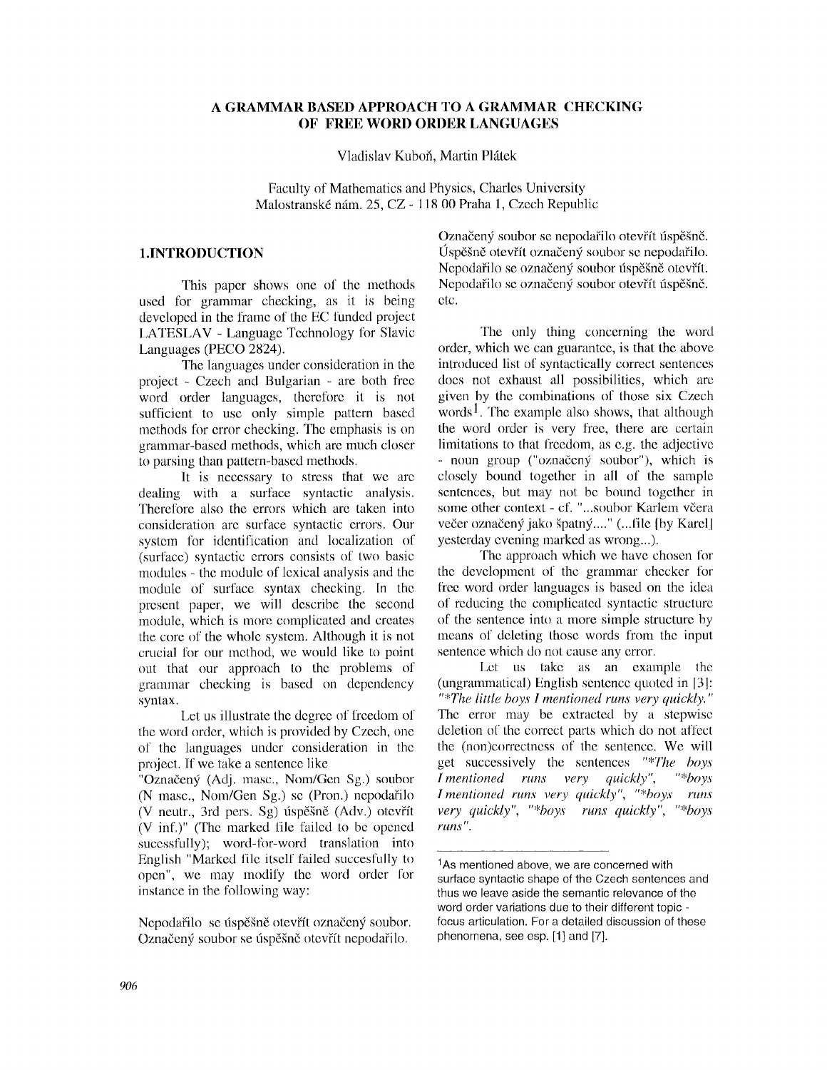# A GRAMMAR BASED APPROACH TO A GRAMMAR CHECKING OF FREE WORD ORDER LANGUAGES

Vladislav Kuboň, Martin Plátek

Faculty of Mathematics and Physics, Charles University
Malostranské nám. 25, CZ - 118 00 Praha 1, Czech Republic

## 1.INTRODUCTION

This paper shows one of the methods used for grammar checking, as it is being developed in the frame of the EC funded project LATESLAV - Language Technology for Slavic Languages (PECO 2824).

The languages under consideration in the project - Czech and Bulgarian - are both free word order languages, therefore it is not sufficient to use only simple pattern based methods for error checking. The emphasis is on grammar-based methods, which are much closer to parsing than pattern-based methods.

It is necessary to stress that we are dealing with a surface syntactic analysis. Therefore also the errors which are taken into consideration are surface syntactic errors. Our system for identification and localization of (surface) syntactic errors consists of two basic modules - the module of lexical analysis and the module of surface syntax checking. In the present paper, we will describe the second module, which is more complicated and creates the core of the whole system. Although it is not crucial for our method, we would like to point out that our approach to the problems of grammar checking is based on dependency syntax.

Let us illustrate the degree of freedom of the word order, which is provided by Czech, one of the languages under consideration in the project. If we take a sentence like "Označený (Adj. masc., Nom/Gen Sg.) soubor (N masc., Nom/Gen Sg.) se (Pron.) nepodařilo (V neutr., 3rd pers. Sg) úspěšně (Adv.) otevřít (V inf.)" (The marked file failed to be opened sucessfully); word-for-word translation into English "Marked file itself failed succesfully to open", we may modify the word order for instance in the following way:

Nepodařilo se úspěšně otevřít označený soubor.
Označený soubor se úspěšně otevřít nepodařilo.
Označený soubor se nepodařilo otevřít úspěšně.
Úspěšně otevřít označený soubor se nepodařilo.
Nepodařilo se označený soubor úspěšně otevřít.
Nepodařilo se označený soubor otevřít úspěšně.
etc.

The only thing concerning the word order, which we can guarantee, is that the above introduced list of syntactically correct sentences does not exhaust all possibilities, which are given by the combinations of those six Czech words[1]. The example also shows, that although the word order is very free, there are certain limitations to that freedom, as e.g. the adjective - noun group ("označený soubor"), which is closely bound together in all of the sample sentences, but may not be bound together in some other context - cf. "...soubor Karlem včera večer označený jako špatný...." (...file [by Karel] yesterday evening marked as wrong...).

The approach which we have chosen for the development of the grammar checker for free word order languages is based on the idea of reducing the complicated syntactic structure of the sentence into a more simple structure by means of deleting those words from the input sentence which do not cause any error.

Let us take as an example the (ungrammatical) English sentence quoted in [3]: *"\*The little boys I mentioned runs very quickly."* The error may be extracted by a stepwise deletion of the correct parts which do not affect the (non)correctness of the sentence. We will get successively the sentences *"\*The boys I mentioned runs very quickly"*, *"\*boys I mentioned runs very quickly"*, *"\*boys runs very quickly"*, *"\*boys runs quickly"*, *"\*boys runs"*.

---

[1] As mentioned above, we are concerned with surface syntactic shape of the Czech sentences and thus we leave aside the semantic relevance of the word order variations due to their different topic - focus articulation. For a detailed discussion of these phenomena, see esp. [1] and [7].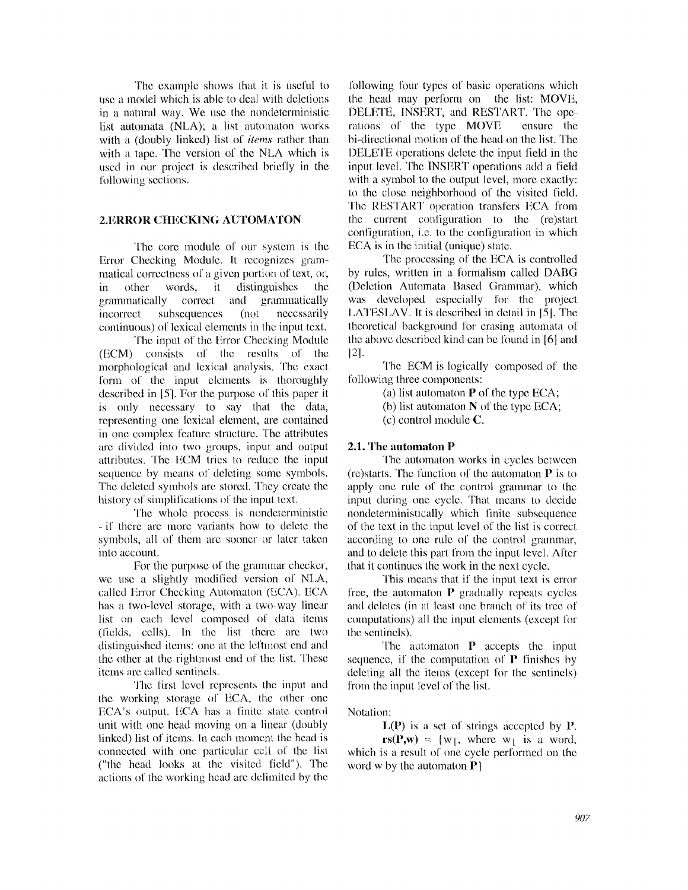The example shows that it is useful to use a model which is able to deal with deletions in a natural way. We use the nondeterministic list automata (NLA); a list automaton works with a (doubly linked) list of *items* rather than with a tape. The version of the NLA which is used in our project is described briefly in the following sections.

## 2.ERROR CHECKING AUTOMATON

The core module of our system is the Error Checking Module. It recognizes grammatical correctness of a given portion of text, or, in other words, it distinguishes the grammatically correct and grammatically incorrect subsequences (not necessarily continuous) of lexical elements in the input text.

The input of the Error Checking Module (ECM) consists of the results of the morphological and lexical analysis. The exact form of the input elements is thoroughly described in [5]. For the purpose of this paper it is only necessary to say that the data, representing one lexical element, are contained in one complex feature structure. The attributes are divided into two groups, input and output attributes. The ECM tries to reduce the input sequence by means of deleting some symbols. The deleted symbols are stored. They create the history of simplifications of the input text.

The whole process is nondeterministic - if there are more variants how to delete the symbols, all of them are sooner or later taken into account.

For the purpose of the grammar checker, we use a slightly modified version of NLA, called Error Checking Automaton (ECA). ECA has a two-level storage, with a two-way linear list on each level composed of data items (fields, cells). In the list there are two distinguished items: one at the leftmost end and the other at the rightmost end of the list. These items are called sentinels.

The first level represents the input and the working storage of ECA, the other one ECA's output. ECA has a finite state control unit with one head moving on a linear (doubly linked) list of items. In each moment the head is connected with one particular cell of the list ("the head looks at the visited field"). The actions of the working head are delimited by the following four types of basic operations which the head may perform on the list: MOVE, DELETE, INSERT, and RESTART. The operations of the type MOVE ensure the bi-directional motion of the head on the list. The DELETE operations delete the input field in the input level. The INSERT operations add a field with a symbol to the output level, more exactly: to the close neighborhood of the visited field. The RESTART operation transfers ECA from the current configuration to the (re)start configuration, i.e. to the configuration in which ECA is in the initial (unique) state.

The processing of the ECA is controlled by rules, written in a formalism called DABG (Deletion Automata Based Grammar), which was developed especially for the project LATESLAV. It is described in detail in [5]. The theoretical background for erasing automata of the above described kind can be found in [6] and [2].

The ECM is logically composed of the following three components:

(a) list automaton **P** of the type ECA;
(b) list automaton **N** of the type ECA;
(c) control module **C**.

### 2.1. The automaton P

The automaton works in cycles between (re)starts. The function of the automaton **P** is to apply one rule of the control grammar to the input during one cycle. That means to decide nondeterministically which finite subsequence of the text in the input level of the list is correct according to one rule of the control grammar, and to delete this part from the input level. After that it continues the work in the next cycle.

This means that if the input text is error free, the automaton **P** gradually repeats cycles and deletes (in at least one branch of its tree of computations) all the input elements (except for the sentinels).

The automaton **P** accepts the input sequence, if the computation of **P** finishes by deleting all the items (except for the sentinels) from the input level of the list.

Notation:

**L(P)** is a set of strings accepted by **P**.

**rs(P,w)** = {$w_1$, where $w_1$ is a word, which is a result of one cycle performed on the word w by the automaton **P**}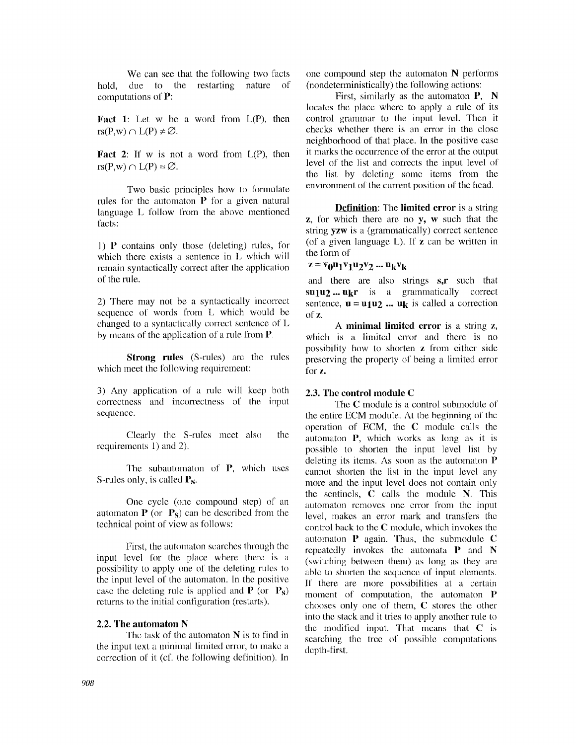We can see that the following two facts hold, due to the restarting nature of computations of **P**:

**Fact 1**: Let w be a word from L(P), then $rs(P,w) \cap L(P) \neq \emptyset$.

**Fact 2**: If w is not a word from L(P), then $rs(P,w) \cap L(P) = \emptyset$.

Two basic principles how to formulate rules for the automaton **P** for a given natural language L follow from the above mentioned facts:

1) **P** contains only those (deleting) rules, for which there exists a sentence in L which will remain syntactically correct after the application of the rule.

2) There may not be a syntactically incorrect sequence of words from L which would be changed to a syntactically correct sentence of L by means of the application of a rule from **P**.

**Strong rules** (S-rules) are the rules which meet the following requirement:

3) Any application of a rule will keep both correctness and incorrectness of the input sequence.

Clearly the S-rules meet also the requirements 1) and 2).

The subautomaton of **P**, which uses S-rules only, is called $\mathbf{P_S}$.

One cycle (one compound step) of an automaton **P** (or $\mathbf{P_S}$) can be described from the technical point of view as follows:

First, the automaton searches through the input level for the place where there is a possibility to apply one of the deleting rules to the input level of the automaton. In the positive case the deleting rule is applied and **P** (or $\mathbf{P_S}$) returns to the initial configuration (restarts).

## 2.2. The automaton N

The task of the automaton **N** is to find in the input text a minimal limited error, to make a correction of it (cf. the following definition). In one compound step the automaton **N** performs (nondeterministically) the following actions:

First, similarly as the automaton **P**, **N** locates the place where to apply a rule of its control grammar to the input level. Then it checks whether there is an error in the close neighborhood of that place. In the positive case it marks the occurrence of the error at the output level of the list and corrects the input level of the list by deleting some items from the environment of the current position of the head.

**Definition**: The **limited error** is a string **z**, for which there are no **y**, **w** such that the string **yzw** is a (grammatically) correct sentence (of a given language L). If **z** can be written in the form of

$$\mathbf{z = v_0 u_1 v_1 u_2 v_2 \ldots u_k v_k}$$

and there are also strings **s**,**r** such that $\mathbf{s u_1 u_2 \ldots u_k r}$ is a grammatically correct sentence, $\mathbf{u = u_1 u_2 \ldots u_k}$ is called a correction of **z**.

A **minimal limited error** is a string z, which is a limited error and there is no possibility how to shorten **z** from either side preserving the property of being a limited error for **z**.

## 2.3. The control module C

The **C** module is a control submodule of the entire ECM module. At the beginning of the operation of ECM, the **C** module calls the automaton **P**, which works as long as it is possible to shorten the input level list by deleting its items. As soon as the automaton **P** cannot shorten the list in the input level any more and the input level does not contain only the sentinels, **C** calls the module **N**. This automaton removes one error from the input level, makes an error mark and transfers the control back to the **C** module, which invokes the automaton **P** again. Thus, the submodule **C** repeatedly invokes the automata **P** and **N** (switching between them) as long as they are able to shorten the sequence of input elements. If there are more possibilities at a certain moment of computation, the automaton **P** chooses only one of them, **C** stores the other into the stack and it tries to apply another rule to the modified input. That means that **C** is searching the tree of possible computations depth-first.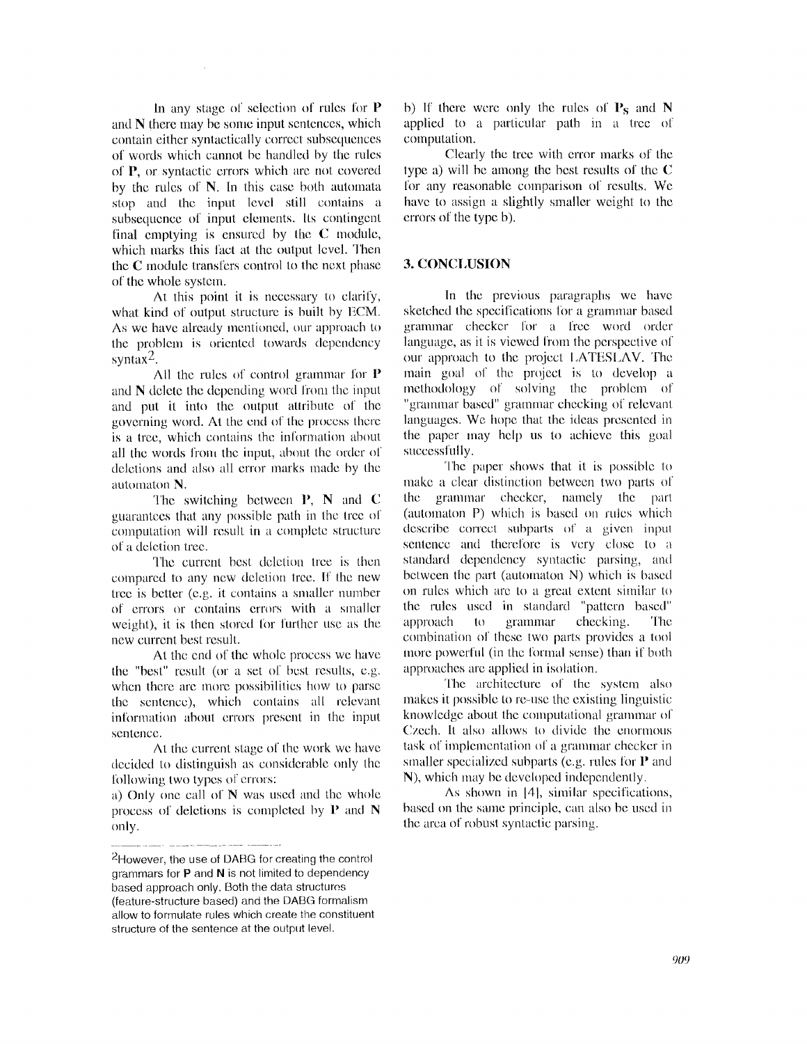In any stage of selection of rules for **P** and **N** there may be some input sentences, which contain either syntactically correct subsequences of words which cannot be handled by the rules of **P**, or syntactic errors which are not covered by the rules of **N**. In this case both automata stop and the input level still contains a subsequence of input elements. Its contingent final emptying is ensured by the **C** module, which marks this fact at the output level. Then the **C** module transfers control to the next phase of the whole system.

At this point it is necessary to clarify, what kind of output structure is built by ECM. As we have already mentioned, our approach to the problem is oriented towards dependency syntax[2].

All the rules of control grammar for **P** and **N** delete the depending word from the input and put it into the output attribute of the governing word. At the end of the process there is a tree, which contains the information about all the words from the input, about the order of deletions and also all error marks made by the automaton **N**.

The switching between **P**, **N** and **C** guarantees that any possible path in the tree of computation will result in a complete structure of a deletion tree.

The current best deletion tree is then compared to any new deletion tree. If the new tree is better (e.g. it contains a smaller number of errors or contains errors with a smaller weight), it is then stored for further use as the new current best result.

At the end of the whole process we have the "best" result (or a set of best results, e.g. when there are more possibilities how to parse the sentence), which contains all relevant information about errors present in the input sentence.

At the current stage of the work we have decided to distinguish as considerable only the following two types of errors:

a) Only one call of **N** was used and the whole process of deletions is completed by **P** and **N** only.

b) If there were only the rules of $\mathbf{P_S}$ and **N** applied to a particular path in a tree of computation.

Clearly the tree with error marks of the type a) will be among the best results of the **C** for any reasonable comparison of results. We have to assign a slightly smaller weight to the errors of the type b).

## 3. CONCLUSION

In the previous paragraphs we have sketched the specifications for a grammar based grammar checker for a free word order language, as it is viewed from the perspective of our approach to the project LATESLAV. The main goal of the project is to develop a methodology of solving the problem of "grammar based" grammar checking of relevant languages. We hope that the ideas presented in the paper may help us to achieve this goal successfully.

The paper shows that it is possible to make a clear distinction between two parts of the grammar checker, namely the part (automaton P) which is based on rules which describe correct subparts of a given input sentence and therefore is very close to a standard dependency syntactic parsing, and between the part (automaton N) which is based on rules which are to a great extent similar to the rules used in standard "pattern based" approach to grammar checking. The combination of these two parts provides a tool more powerful (in the formal sense) than if both approaches are applied in isolation.

The architecture of the system also makes it possible to re-use the existing linguistic knowledge about the computational grammar of Czech. It also allows to divide the enormous task of implementation of a grammar checker in smaller specialized subparts (e.g. rules for **P** and **N**), which may be developed independently.

As shown in [4], similar specifications, based on the same principle, can also be used in the area of robust syntactic parsing.

---

[2]However, the use of DABG for creating the control grammars for **P** and **N** is not limited to dependency based approach only. Both the data structures (feature-structure based) and the DABG formalism allow to formulate rules which create the constituent structure of the sentence at the output level.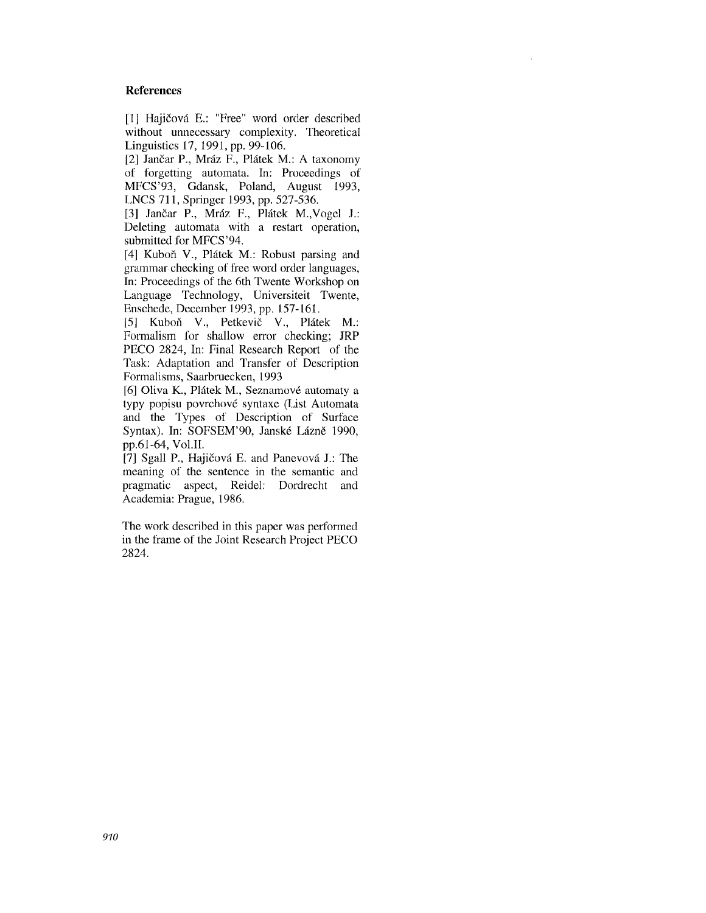## References

[1] Hajičová E.: "Free" word order described without unnecessary complexity. Theoretical Linguistics 17, 1991, pp. 99-106.

[2] Jančar P., Mráz F., Plátek M.: A taxonomy of forgetting automata. In: Proceedings of MFCS'93, Gdansk, Poland, August 1993, LNCS 711, Springer 1993, pp. 527-536.

[3] Jančar P., Mráz F., Plátek M.,Vogel J.: Deleting automata with a restart operation, submitted for MFCS'94.

[4] Kuboň V., Plátek M.: Robust parsing and grammar checking of free word order languages, In: Proceedings of the 6th Twente Workshop on Language Technology, Universiteit Twente, Enschede, December 1993, pp. 157-161.

[5] Kuboň V., Petkevič V., Plátek M.: Formalism for shallow error checking; JRP PECO 2824, In: Final Research Report of the Task: Adaptation and Transfer of Description Formalisms, Saarbruecken, 1993

[6] Oliva K., Plátek M., Seznamové automaty a typy popisu povrchové syntaxe (List Automata and the Types of Description of Surface Syntax). In: SOFSEM'90, Janské Lázně 1990, pp.61-64, Vol.II.

[7] Sgall P., Hajičová E. and Panevová J.: The meaning of the sentence in the semantic and pragmatic aspect, Reidel: Dordrecht and Academia: Prague, 1986.

The work described in this paper was performed in the frame of the Joint Research Project PECO 2824.